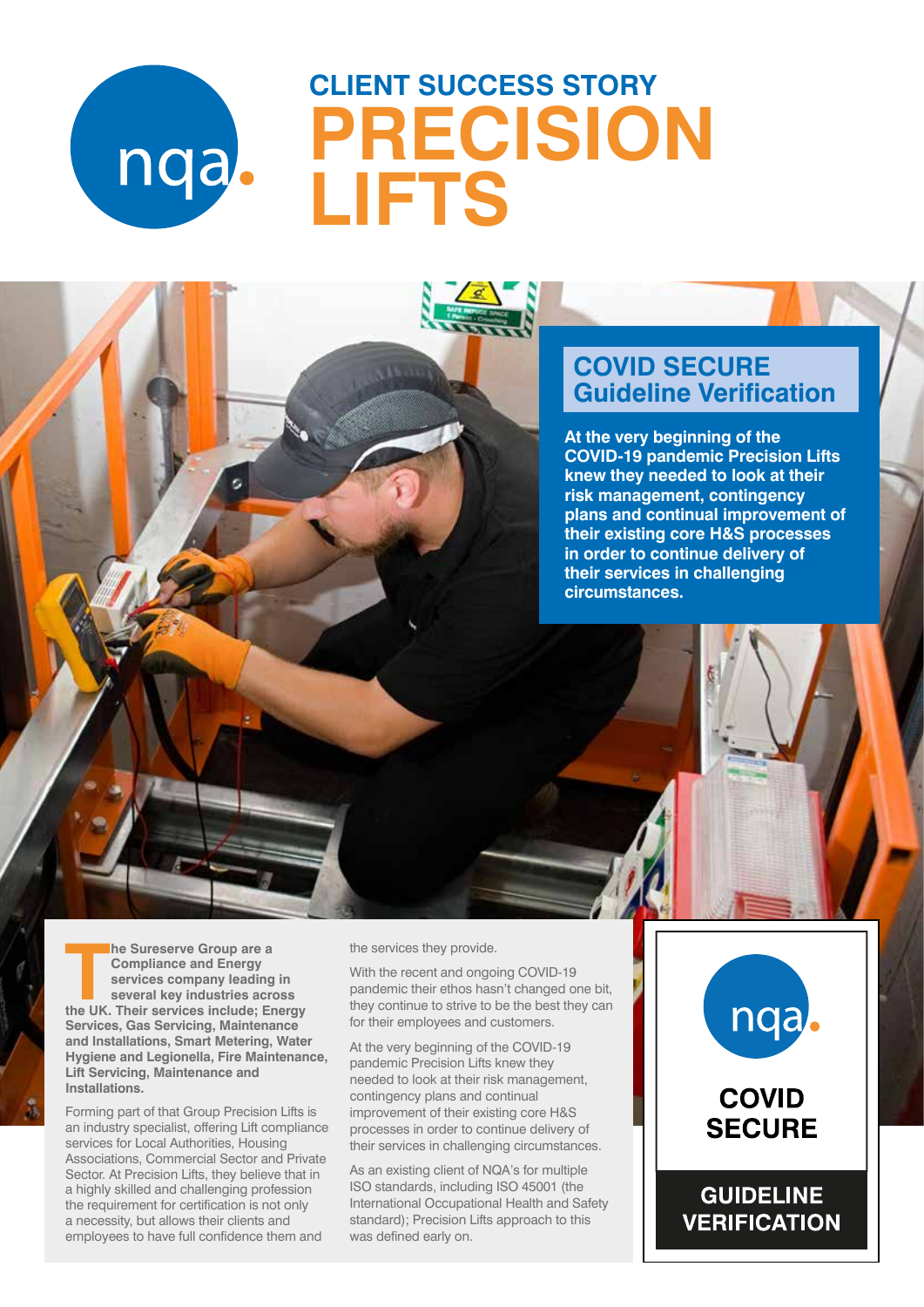CLIENT SUCCESS STORY

# PRECISION LIFTS

## COVID SECURE Guideline Verification

**At the very beginning of the COVID-19 pandemic Precision Lifts knew they needed to look at their risk management, contingency plans and continual improvement of their existing core H&S processes in order to continue delivery of their services in challenging circumstances.**

**The Sureserve Group are a Compliance and Energy services company leading in several key industries across the UK. Their services include; Energy Services, Gas Servicing, Maintenance and Installations, Smart Metering, Water Hygiene and Legionella, Fire Maintenance, Lift Servicing, Maintenance and Installations.**

Forming part of that Group Precision Lifts is an industry specialist, offering Lift compliance services for Local Authorities, Housing Associations, Commercial Sector and Private Sector. At Precision Lifts, they believe that in a highly skilled and challenging profession the requirement for certification is not only a necessity, but allows their clients and employees to have full confidence them and the services they provide.

With the recent and ongoing COVID-19 pandemic their ethos hasn't changed one bit, they continue to strive to be the best they can for their employees and customers.

At the very beginning of the COVID-19 pandemic Precision Lifts knew they needed to look at their risk management, contingency plans and continual improvement of their existing core H&S processes in order to continue delivery of their services in challenging circumstances.

As an existing client of NQA's for multiple ISO standards, including ISO 45001 (the International Occupational Health and Safety standard); Precision Lifts approach to this was defined early on.

nqa.

COVID SECURE

GUIDELINE VERIFICATION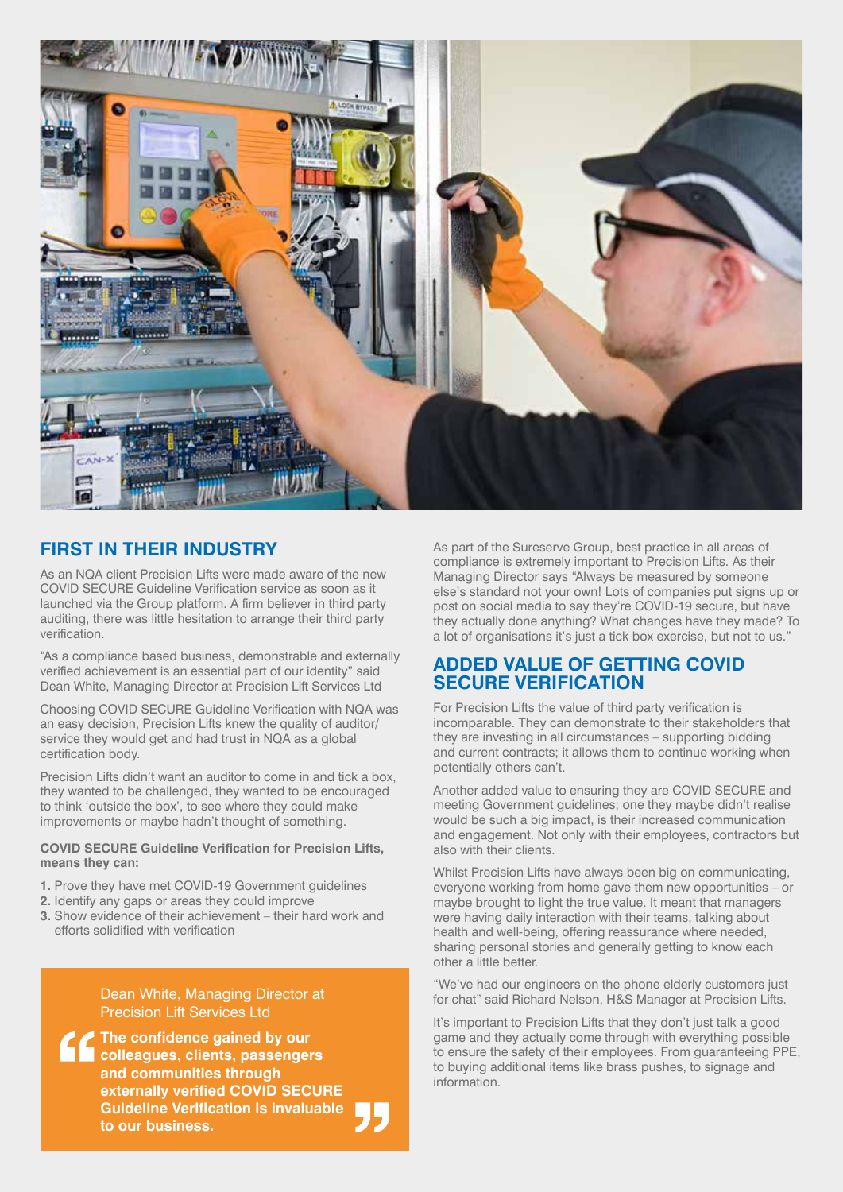## FIRST IN THEIR INDUSTRY

As an NQA client Precision Lifts were made aware of the new COVID SECURE Guideline Verification service as soon as it launched via the Group platform. A firm believer in third party auditing, there was little hesitation to arrange their third party verification.

"As a compliance based business, demonstrable and externally verified achievement is an essential part of our identity" said Dean White, Managing Director at Precision Lift Services Ltd

Choosing COVID SECURE Guideline Verification with NQA was an easy decision, Precision Lifts knew the quality of auditor/service they would get and had trust in NQA as a global certification body.

Precision Lifts didn't want an auditor to come in and tick a box, they wanted to be challenged, they wanted to be encouraged to think 'outside the box', to see where they could make improvements or maybe hadn't thought of something.

**COVID SECURE Guideline Verification for Precision Lifts, means they can:**

1. Prove they have met COVID-19 Government guidelines
2. Identify any gaps or areas they could improve
3. Show evidence of their achievement – their hard work and efforts solidified with verification

> Dean White, Managing Director at Precision Lift Services Ltd
>
> **"The confidence gained by our colleagues, clients, passengers and communities through externally verified COVID SECURE Guideline Verification is invaluable to our business."**

As part of the Sureserve Group, best practice in all areas of compliance is extremely important to Precision Lifts. As their Managing Director says "Always be measured by someone else's standard not your own! Lots of companies put signs up or post on social media to say they're COVID-19 secure, but have they actually done anything? What changes have they made? To a lot of organisations it's just a tick box exercise, but not to us."

## ADDED VALUE OF GETTING COVID SECURE VERIFICATION

For Precision Lifts the value of third party verification is incomparable. They can demonstrate to their stakeholders that they are investing in all circumstances – supporting bidding and current contracts; it allows them to continue working when potentially others can't.

Another added value to ensuring they are COVID SECURE and meeting Government guidelines; one they maybe didn't realise would be such a big impact, is their increased communication and engagement. Not only with their employees, contractors but also with their clients.

Whilst Precision Lifts have always been big on communicating, everyone working from home gave them new opportunities – or maybe brought to light the true value. It meant that managers were having daily interaction with their teams, talking about health and well-being, offering reassurance where needed, sharing personal stories and generally getting to know each other a little better.

"We've had our engineers on the phone elderly customers just for chat" said Richard Nelson, H&S Manager at Precision Lifts.

It's important to Precision Lifts that they don't just talk a good game and they actually come through with everything possible to ensure the safety of their employees. From guaranteeing PPE, to buying additional items like brass pushes, to signage and information.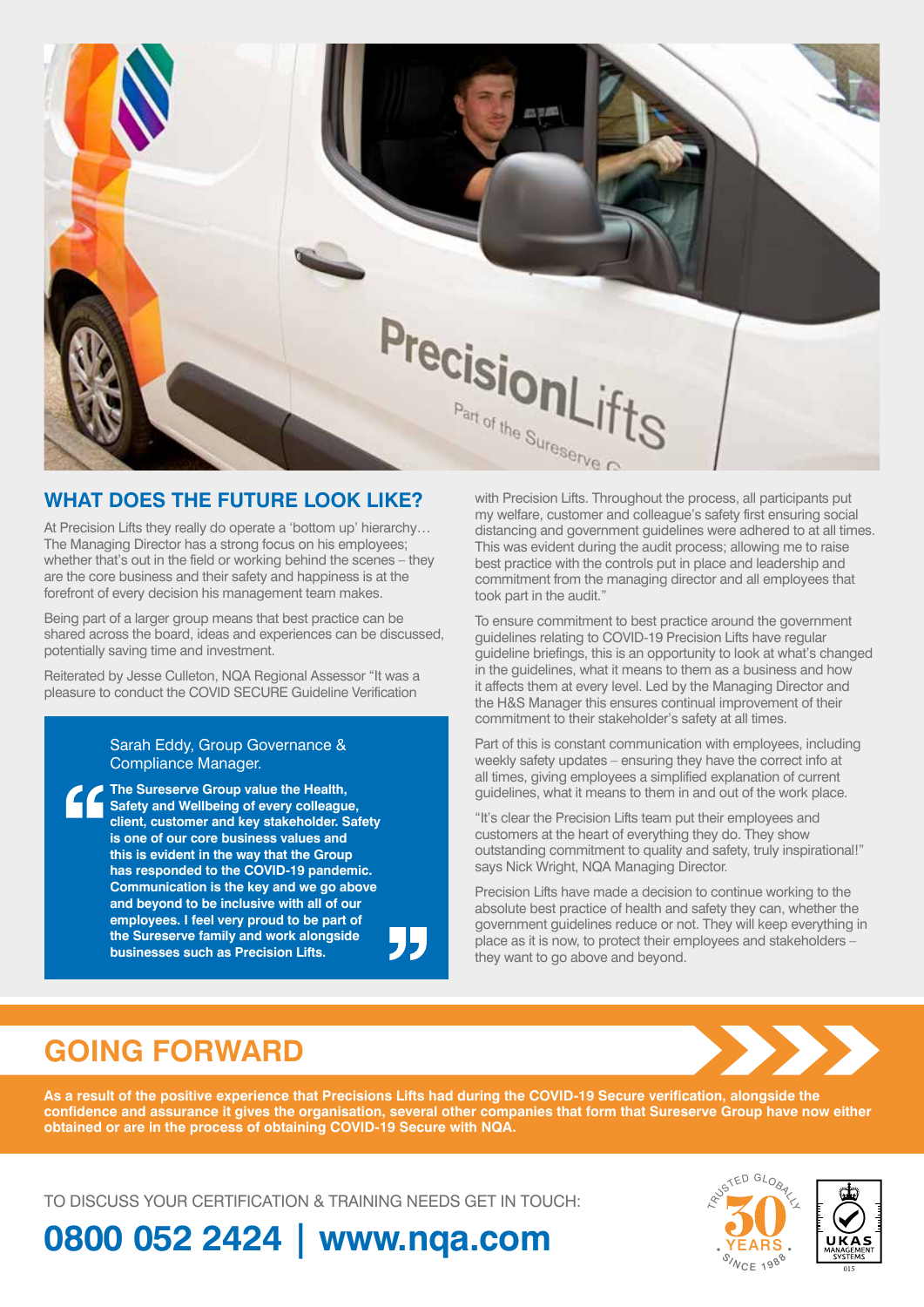## WHAT DOES THE FUTURE LOOK LIKE?

At Precision Lifts they really do operate a 'bottom up' hierarchy… The Managing Director has a strong focus on his employees; whether that's out in the field or working behind the scenes – they are the core business and their safety and happiness is at the forefront of every decision his management team makes.

Being part of a larger group means that best practice can be shared across the board, ideas and experiences can be discussed, potentially saving time and investment.

Reiterated by Jesse Culleton, NQA Regional Assessor "It was a pleasure to conduct the COVID SECURE Guideline Verification with Precision Lifts. Throughout the process, all participants put my welfare, customer and colleague's safety first ensuring social distancing and government guidelines were adhered to at all times. This was evident during the audit process; allowing me to raise best practice with the controls put in place and leadership and commitment from the managing director and all employees that took part in the audit."

> Sarah Eddy, Group Governance & Compliance Manager.
>
> **"The Sureserve Group value the Health, Safety and Wellbeing of every colleague, client, customer and key stakeholder. Safety is one of our core business values and this is evident in the way that the Group has responded to the COVID-19 pandemic. Communication is the key and we go above and beyond to be inclusive with all of our employees. I feel very proud to be part of the Sureserve family and work alongside businesses such as Precision Lifts."**

To ensure commitment to best practice around the government guidelines relating to COVID-19 Precision Lifts have regular guideline briefings, this is an opportunity to look at what's changed in the guidelines, what it means to them as a business and how it affects them at every level. Led by the Managing Director and the H&S Manager this ensures continual improvement of their commitment to their stakeholder's safety at all times.

Part of this is constant communication with employees, including weekly safety updates – ensuring they have the correct info at all times, giving employees a simplified explanation of current guidelines, what it means to them in and out of the work place.

"It's clear the Precision Lifts team put their employees and customers at the heart of everything they do. They show outstanding commitment to quality and safety, truly inspirational!" says Nick Wright, NQA Managing Director.

Precision Lifts have made a decision to continue working to the absolute best practice of health and safety they can, whether the government guidelines reduce or not. They will keep everything in place as it is now, to protect their employees and stakeholders – they want to go above and beyond.

## GOING FORWARD

**As a result of the positive experience that Precisions Lifts had during the COVID-19 Secure verification, alongside the confidence and assurance it gives the organisation, several other companies that form that Sureserve Group have now either obtained or are in the process of obtaining COVID-19 Secure with NQA.**

TO DISCUSS YOUR CERTIFICATION & TRAINING NEEDS GET IN TOUCH:

**0800 052 2424 | www.nqa.com**